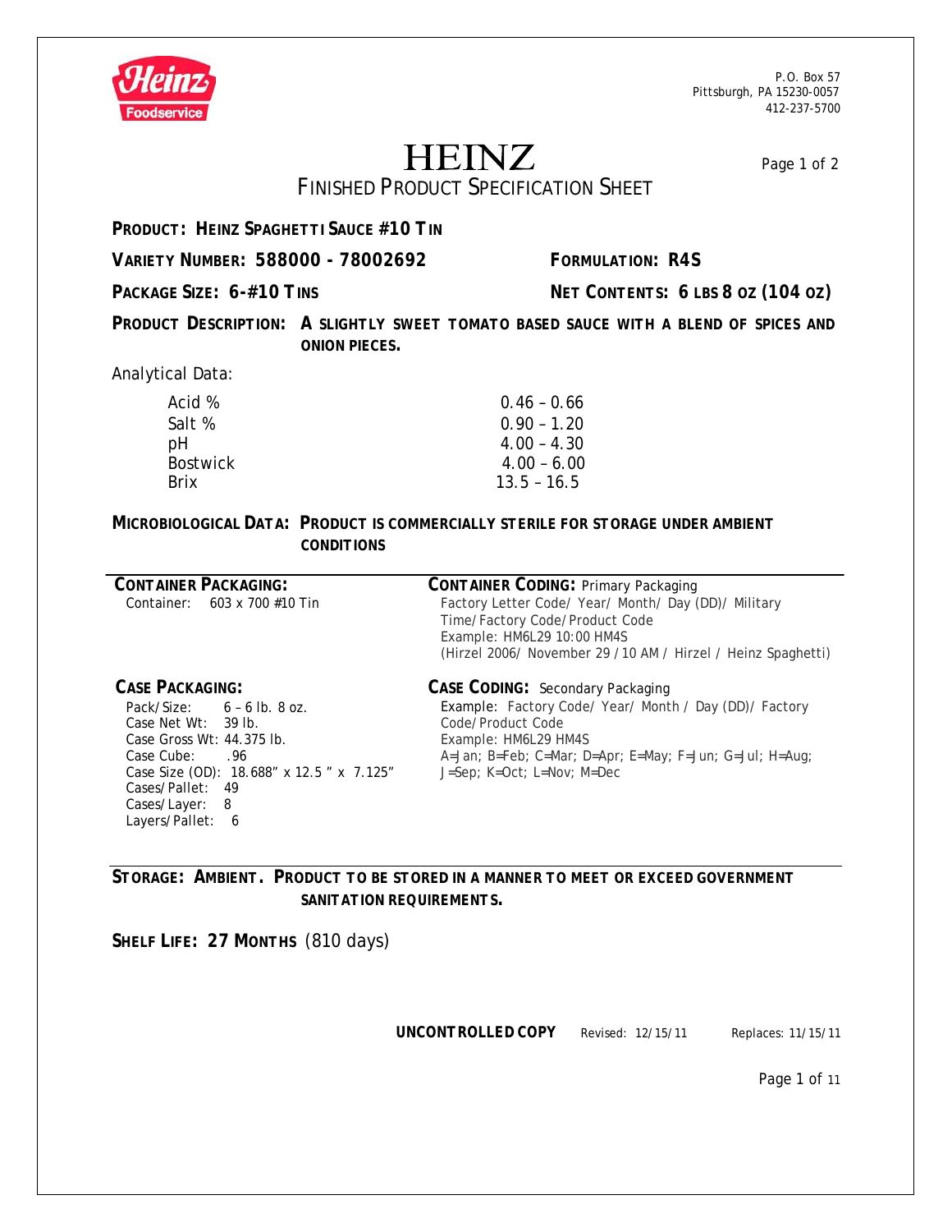P.O. Box 57
Pittsburgh, PA 15230-0057
412-237-5700

# HEINZ

## FINISHED PRODUCT SPECIFICATION SHEET

**PRODUCT: HEINZ SPAGHETTI SAUCE #10 TIN**

**VARIETY NUMBER: 588000 - 78002692** **FORMULATION: R4S**

**PACKAGE SIZE: 6-#10 TINS** **NET CONTENTS: 6 LBS 8 OZ (104 OZ)**

**PRODUCT DESCRIPTION: A SLIGHTLY SWEET TOMATO BASED SAUCE WITH A BLEND OF SPICES AND ONION PIECES.**

Analytical Data:

| | |
|---|---|
| Acid % | 0.46 – 0.66 |
| Salt % | 0.90 – 1.20 |
| pH | 4.00 – 4.30 |
| Bostwick | 4.00 – 6.00 |
| Brix | 13.5 – 16.5 |

**MICROBIOLOGICAL DATA: PRODUCT IS COMMERCIALLY STERILE FOR STORAGE UNDER AMBIENT CONDITIONS**

**CONTAINER PACKAGING:**
Container: 603 x 700 #10 Tin

**CONTAINER CODING:** Primary Packaging
Factory Letter Code/ Year/ Month/ Day (DD)/ Military Time/Factory Code/Product Code
Example: HM6L29 10:00 HM4S
(Hirzel 2006/ November 29 / 10 AM / Hirzel / Heinz Spaghetti)

**CASE PACKAGING:**
Pack/Size: 6 – 6 lb. 8 oz.
Case Net Wt: 39 lb.
Case Gross Wt: 44.375 lb.
Case Cube: .96
Case Size (OD): 18.688" x 12.5 " x 7.125"
Cases/Pallet: 49
Cases/Layer: 8
Layers/Pallet: 6

**CASE CODING:** Secondary Packaging
Example: Factory Code/ Year/ Month / Day (DD)/ Factory Code/Product Code
Example: HM6L29 HM4S
A=Jan; B=Feb; C=Mar; D=Apr; E=May; F=Jun; G=Jul; H=Aug; J=Sep; K=Oct; L=Nov; M=Dec

**STORAGE: AMBIENT. PRODUCT TO BE STORED IN A MANNER TO MEET OR EXCEED GOVERNMENT SANITATION REQUIREMENTS.**

**SHELF LIFE: 27 MONTHS** (810 days)

**UNCONTROLLED COPY** Revised: 12/15/11 Replaces: 11/15/11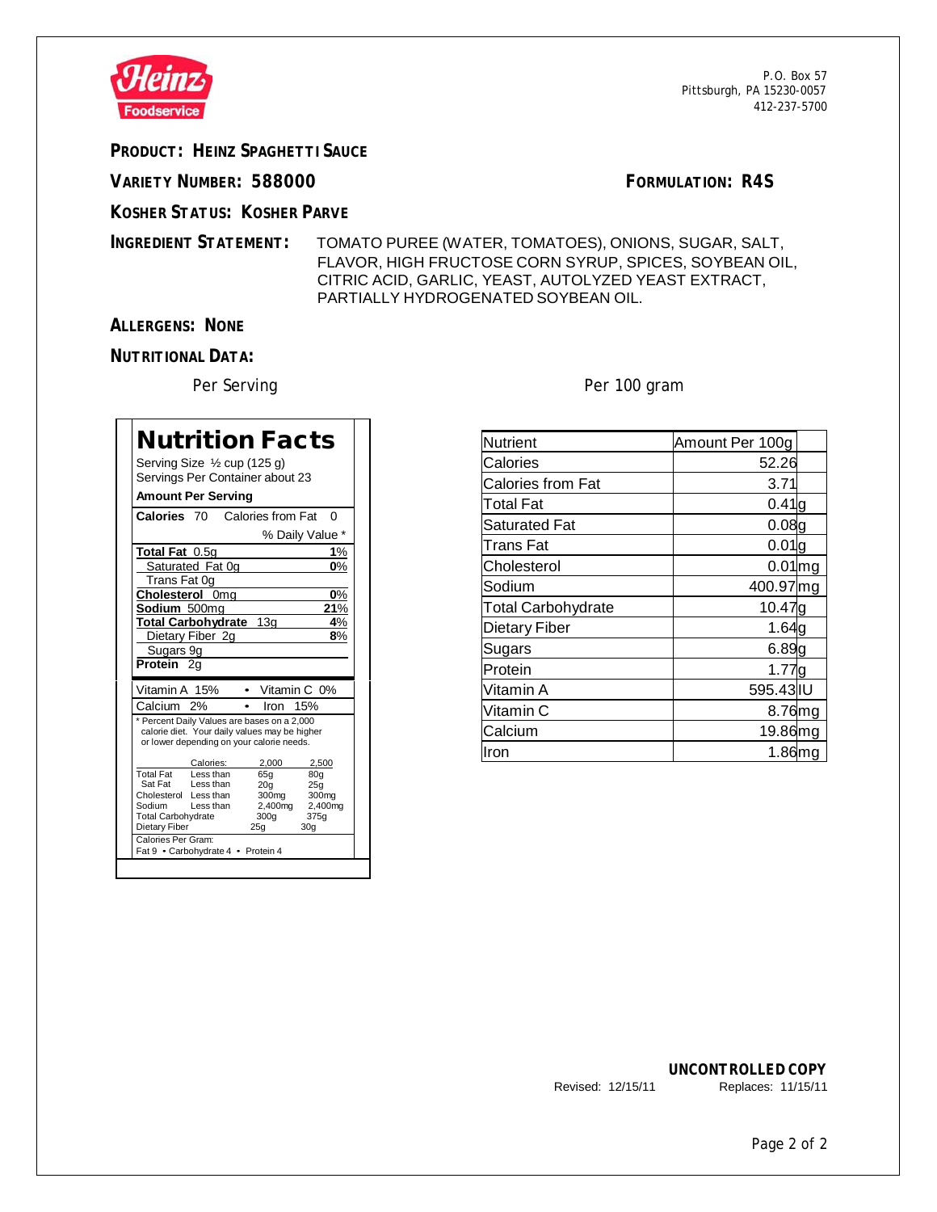Heinz Foodservice

P.O. Box 57
Pittsburgh, PA 15230-0057
412-237-5700

**PRODUCT: HEINZ SPAGHETTI SAUCE**

**VARIETY NUMBER: 588000** **FORMULATION: R4S**

**KOSHER STATUS: KOSHER PARVE**

**INGREDIENT STATEMENT:** TOMATO PUREE (WATER, TOMATOES), ONIONS, SUGAR, SALT, FLAVOR, HIGH FRUCTOSE CORN SYRUP, SPICES, SOYBEAN OIL, CITRIC ACID, GARLIC, YEAST, AUTOLYZED YEAST EXTRACT, PARTIALLY HYDROGENATED SOYBEAN OIL.

**ALLERGENS: NONE**

**NUTRITIONAL DATA:**

Per Serving

## Nutrition Facts

Serving Size ½ cup (125 g)
Servings Per Container about 23

**Amount Per Serving**

**Calories** 70 Calories from Fat 0

| | % Daily Value * |
|---|---|
| **Total Fat** 0.5g | **1%** |
| Saturated Fat 0g | **0%** |
| Trans Fat 0g | |
| **Cholesterol** 0mg | **0%** |
| **Sodium** 500mg | **21%** |
| **Total Carbohydrate** 13g | **4%** |
| Dietary Fiber 2g | **8%** |
| Sugars 9g | |
| **Protein** 2g | |

Vitamin A 15% • Vitamin C 0%
Calcium 2% • Iron 15%

* Percent Daily Values are bases on a 2,000 calorie diet. Your daily values may be higher or lower depending on your calorie needs.

| | Calories: | 2,000 | 2,500 |
|---|---|---|---|
| Total Fat | Less than | 65g | 80g |
| Sat Fat | Less than | 20g | 25g |
| Cholesterol | Less than | 300mg | 300mg |
| Sodium | Less than | 2,400mg | 2,400mg |
| Total Carbohydrate | | 300g | 375g |
| Dietary Fiber | | 25g | 30g |

Calories Per Gram:
Fat 9 • Carbohydrate 4 • Protein 4

Per 100 gram

| Nutrient | Amount Per 100g | |
|---|---|---|
| Calories | 52.26 | |
| Calories from Fat | 3.71 | |
| Total Fat | 0.41 | g |
| Saturated Fat | 0.08 | g |
| Trans Fat | 0.01 | g |
| Cholesterol | 0.01 | mg |
| Sodium | 400.97 | mg |
| Total Carbohydrate | 10.47 | g |
| Dietary Fiber | 1.64 | g |
| Sugars | 6.89 | g |
| Protein | 1.77 | g |
| Vitamin A | 595.43 | IU |
| Vitamin C | 8.76 | mg |
| Calcium | 19.86 | mg |
| Iron | 1.86 | mg |

**UNCONTROLLED COPY**

Revised: 12/15/11 Replaces: 11/15/11